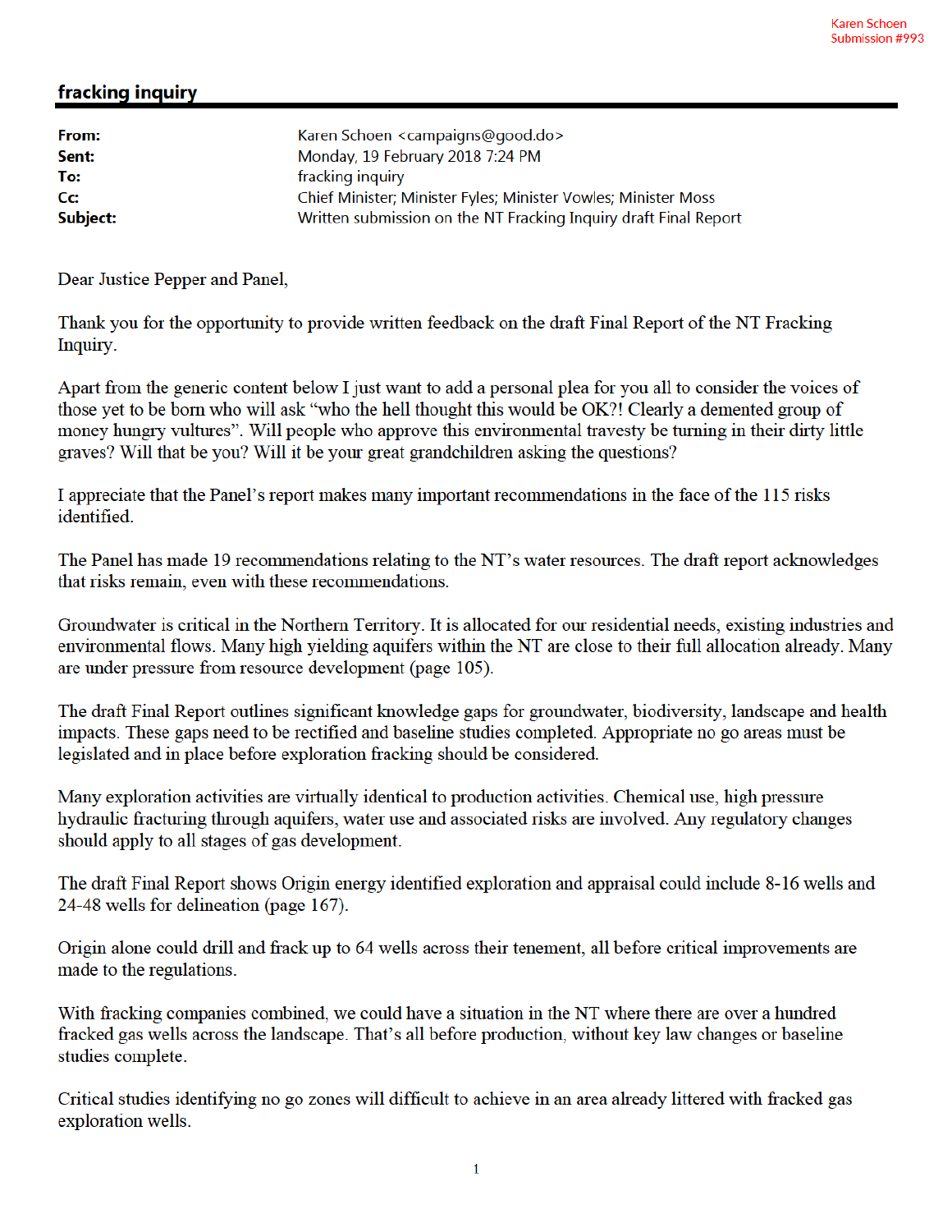Karen Schoen
Submission #993

## fracking inquiry

| | |
|---|---|
| **From:** | Karen Schoen <campaigns@good.do> |
| **Sent:** | Monday, 19 February 2018 7:24 PM |
| **To:** | fracking inquiry |
| **Cc:** | Chief Minister; Minister Fyles; Minister Vowles; Minister Moss |
| **Subject:** | Written submission on the NT Fracking Inquiry draft Final Report |

Dear Justice Pepper and Panel,

Thank you for the opportunity to provide written feedback on the draft Final Report of the NT Fracking Inquiry.

Apart from the generic content below I just want to add a personal plea for you all to consider the voices of those yet to be born who will ask "who the hell thought this would be OK?! Clearly a demented group of money hungry vultures". Will people who approve this environmental travesty be turning in their dirty little graves? Will that be you? Will it be your great grandchildren asking the questions?

I appreciate that the Panel's report makes many important recommendations in the face of the 115 risks identified.

The Panel has made 19 recommendations relating to the NT's water resources. The draft report acknowledges that risks remain, even with these recommendations.

Groundwater is critical in the Northern Territory. It is allocated for our residential needs, existing industries and environmental flows. Many high yielding aquifers within the NT are close to their full allocation already. Many are under pressure from resource development (page 105).

The draft Final Report outlines significant knowledge gaps for groundwater, biodiversity, landscape and health impacts. These gaps need to be rectified and baseline studies completed. Appropriate no go areas must be legislated and in place before exploration fracking should be considered.

Many exploration activities are virtually identical to production activities. Chemical use, high pressure hydraulic fracturing through aquifers, water use and associated risks are involved. Any regulatory changes should apply to all stages of gas development.

The draft Final Report shows Origin energy identified exploration and appraisal could include 8-16 wells and 24-48 wells for delineation (page 167).

Origin alone could drill and frack up to 64 wells across their tenement, all before critical improvements are made to the regulations.

With fracking companies combined, we could have a situation in the NT where there are over a hundred fracked gas wells across the landscape. That's all before production, without key law changes or baseline studies complete.

Critical studies identifying no go zones will difficult to achieve in an area already littered with fracked gas exploration wells.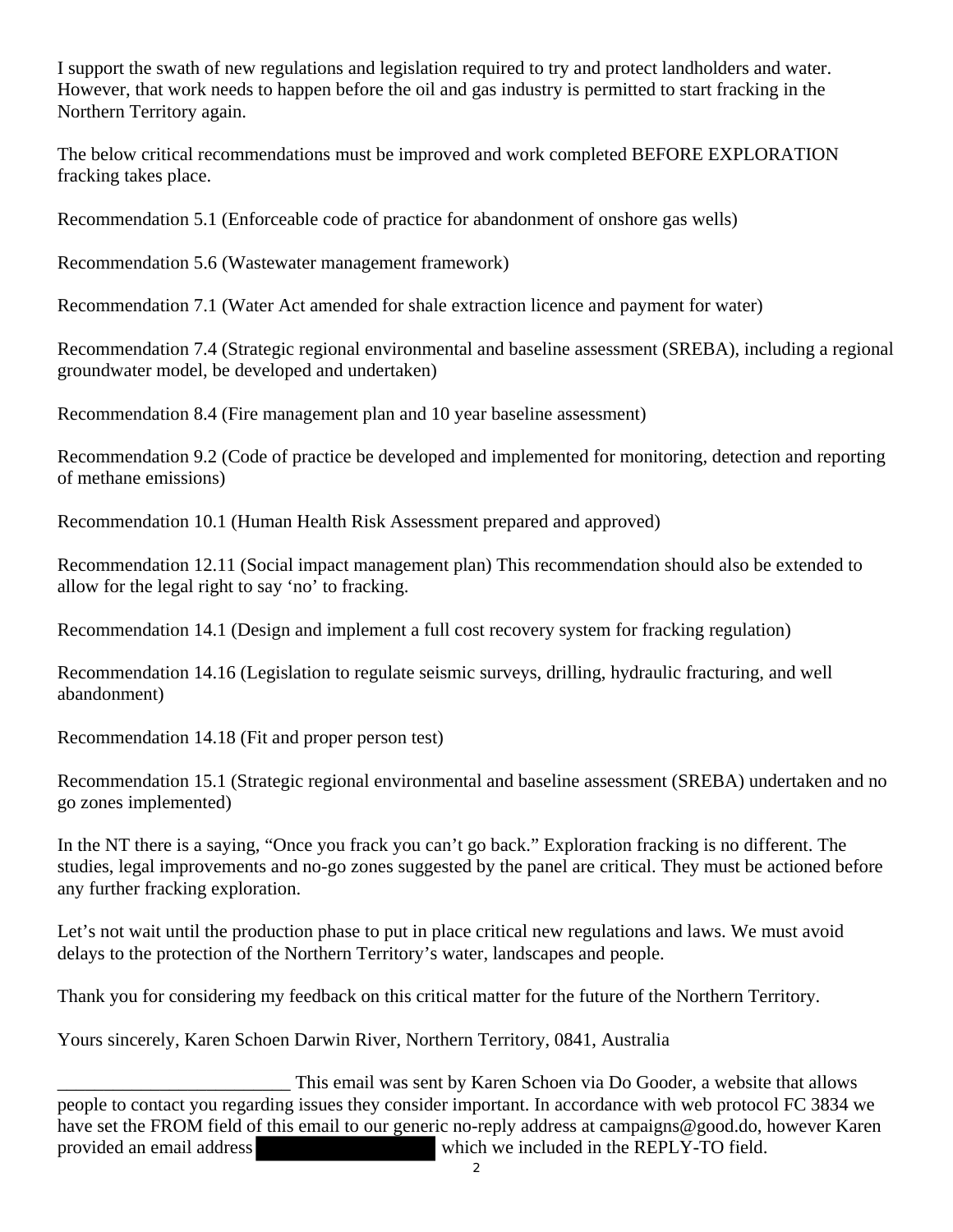I support the swath of new regulations and legislation required to try and protect landholders and water. However, that work needs to happen before the oil and gas industry is permitted to start fracking in the Northern Territory again.

The below critical recommendations must be improved and work completed BEFORE EXPLORATION fracking takes place.

Recommendation 5.1 (Enforceable code of practice for abandonment of onshore gas wells)

Recommendation 5.6 (Wastewater management framework)

Recommendation 7.1 (Water Act amended for shale extraction licence and payment for water)

Recommendation 7.4 (Strategic regional environmental and baseline assessment (SREBA), including a regional groundwater model, be developed and undertaken)

Recommendation 8.4 (Fire management plan and 10 year baseline assessment)

Recommendation 9.2 (Code of practice be developed and implemented for monitoring, detection and reporting of methane emissions)

Recommendation 10.1 (Human Health Risk Assessment prepared and approved)

Recommendation 12.11 (Social impact management plan) This recommendation should also be extended to allow for the legal right to say 'no' to fracking.

Recommendation 14.1 (Design and implement a full cost recovery system for fracking regulation)

Recommendation 14.16 (Legislation to regulate seismic surveys, drilling, hydraulic fracturing, and well abandonment)

Recommendation 14.18 (Fit and proper person test)

Recommendation 15.1 (Strategic regional environmental and baseline assessment (SREBA) undertaken and no go zones implemented)

In the NT there is a saying, "Once you frack you can't go back." Exploration fracking is no different. The studies, legal improvements and no-go zones suggested by the panel are critical. They must be actioned before any further fracking exploration.

Let's not wait until the production phase to put in place critical new regulations and laws. We must avoid delays to the protection of the Northern Territory's water, landscapes and people.

Thank you for considering my feedback on this critical matter for the future of the Northern Territory.

Yours sincerely, Karen Schoen Darwin River, Northern Territory, 0841, Australia

_________________________ This email was sent by Karen Schoen via Do Gooder, a website that allows people to contact you regarding issues they consider important. In accordance with web protocol FC 3834 we have set the FROM field of this email to our generic no-reply address at campaigns@good.do, however Karen provided an email address [redacted] which we included in the REPLY-TO field.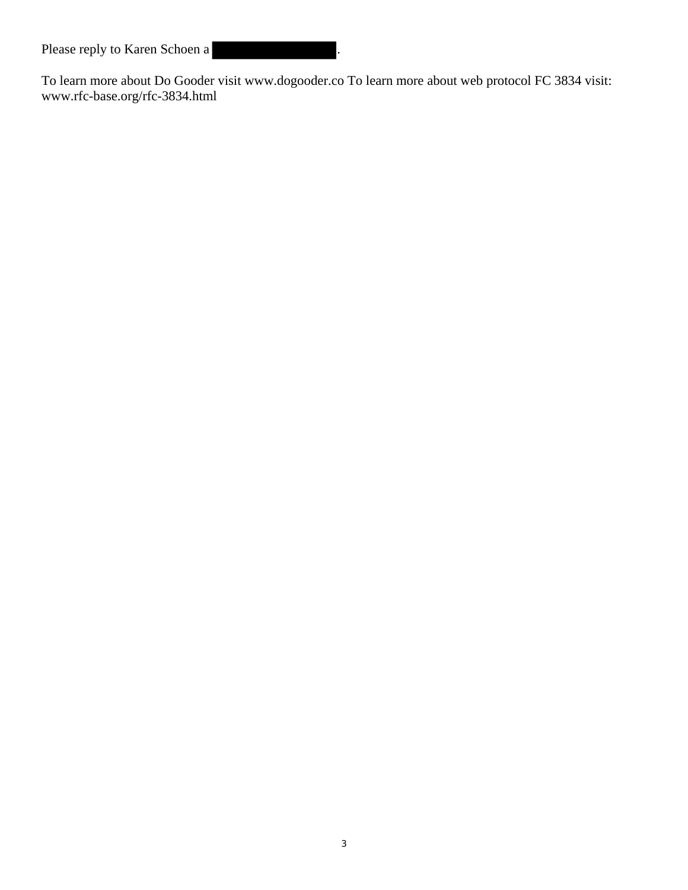Please reply to Karen Schoen a [REDACTED].

To learn more about Do Gooder visit www.dogooder.co To learn more about web protocol FC 3834 visit: www.rfc-base.org/rfc-3834.html